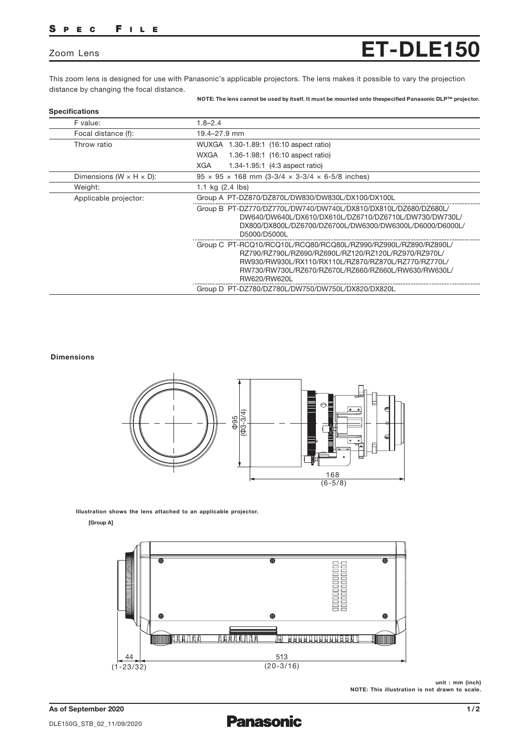# Zoom Lens ET-DLE150

This zoom lens is designed for use with Panasonic's applicable projectors. The lens makes it possible to vary the projection distance by changing the focal distance.

**NOTE: The lens cannot be used by itself. It must be mounted onto thespecified Panasonic DLP™ projector.**

## Specifications

| | |
|---|---|
| F value: | 1.8–2.4 |
| Focal distance (f): | 19.4–27.9 mm |
| Throw ratio | WUXGA 1.30-1.89:1 (16:10 aspect ratio)<br>WXGA 1.36-1.98:1 (16:10 aspect ratio)<br>XGA 1.34-1.95:1 (4:3 aspect ratio) |
| Dimensions (W × H × D): | 95 × 95 × 168 mm (3-3/4 × 3-3/4 × 6-5/8 inches) |
| Weight: | 1.1 kg (2.4 lbs) |
| Applicable projector: | Group A PT-DZ870/DZ870L/DW830/DW830L/DX100/DX100L |
| | Group B PT-DZ770/DZ770L/DW740/DW740L/DX810/DX810L/DZ680/DZ680L/DW640/DW640L/DX610/DX610L/DZ6710/DZ6710L/DW730/DW730L/DX800/DX800L/DZ6700/DZ6700L/DW6300/DW6300L/D6000/D6000L/D5000/D5000L |
| | Group C PT-RCQ10/RCQ10L/RCQ80/RCQ80L/RZ990/RZ990L/RZ890/RZ890L/RZ790/RZ790L/RZ690/RZ690L/RZ120/RZ120L/RZ970/RZ970L/RW930/RW930L/RX110/RX110L/RZ870/RZ870L/RZ770/RZ770L/RW730/RW730L/RZ670/RZ670L/RZ660/RZ660L/RW630/RW630L/RW620/RW620L |
| | Group D PT-DZ780/DZ780L/DW750/DW750L/DX820/DX820L |

## Dimensions

Φ95 (Φ3-3/4)

168 (6-5/8)

**Illustration shows the lens attached to an applicable projector.**

**[Group A]**

44 (1-23/32)

513 (20-3/16)

**unit : mm (inch)**
**NOTE: This illustration is not drawn to scale.**

**As of September 2020**

DLE150G_STB_02_11/09/2020

**Panasonic**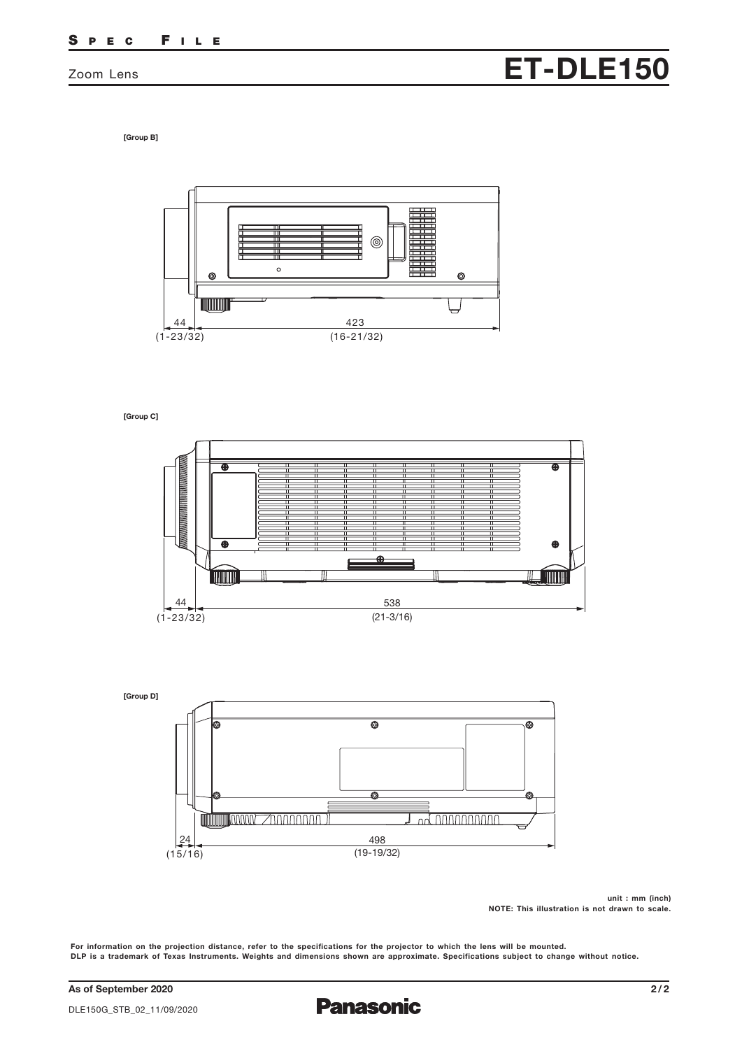Zoom Lens

# ET-DLE150

**[Group B]**

44
(1-23/32)
423
(16-21/32)

**[Group C]**

44
(1-23/32)
538
(21-3/16)

**[Group D]**

24
(15/16)
498
(19-19/32)

**unit : mm (inch)**
**NOTE: This illustration is not drawn to scale.**

**For information on the projection distance, refer to the specifications for the projector to which the lens will be mounted.**
**DLP is a trademark of Texas Instruments. Weights and dimensions shown are approximate. Specifications subject to change without notice.**

**As of September 2020**

DLE150G_STB_02_11/09/2020

**Panasonic**